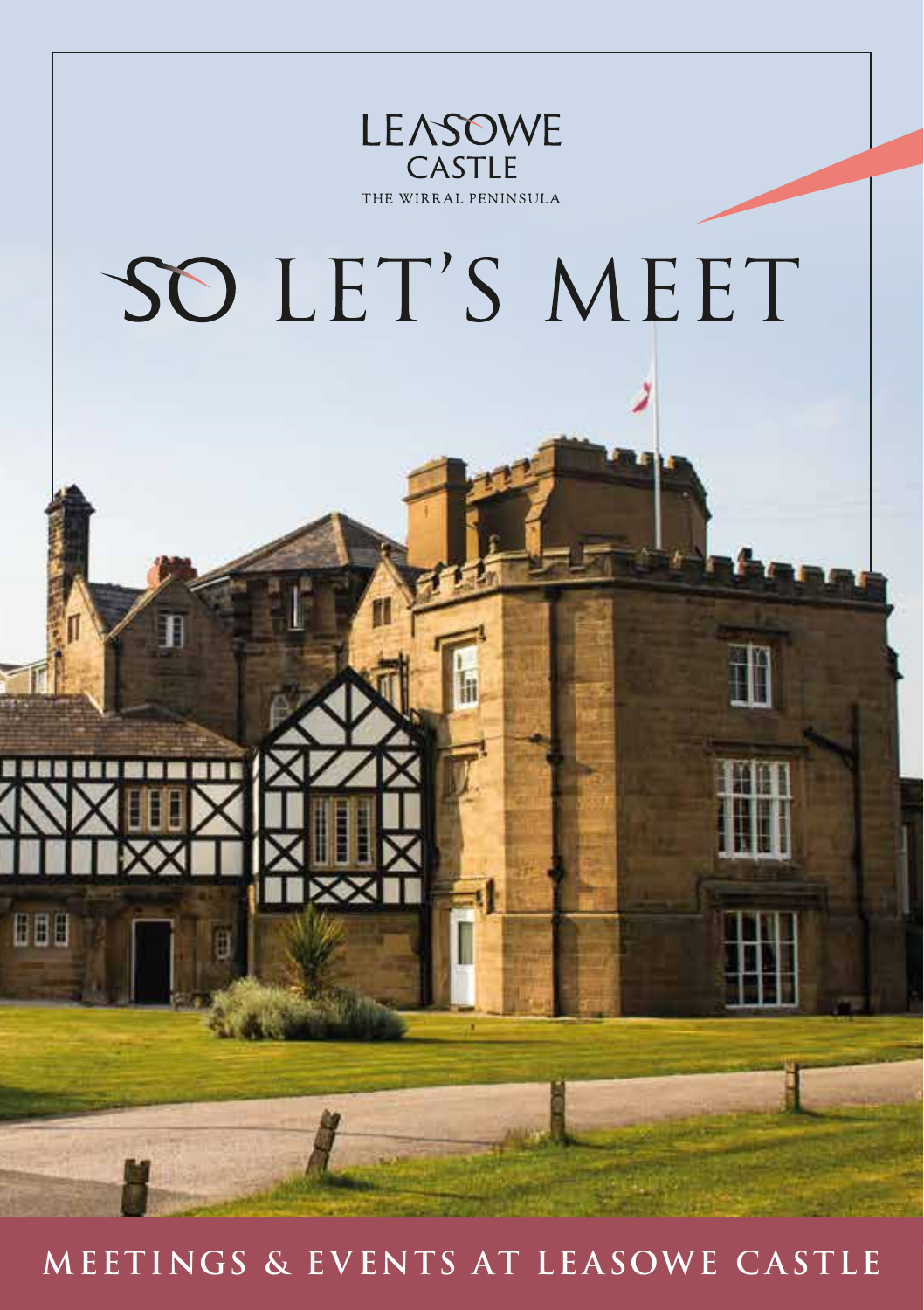LEASOWE CASTLE

THE WIRRAL PENINSULA

# SO LET'S MEET

## MEETINGS & EVENTS AT LEASOWE CASTLE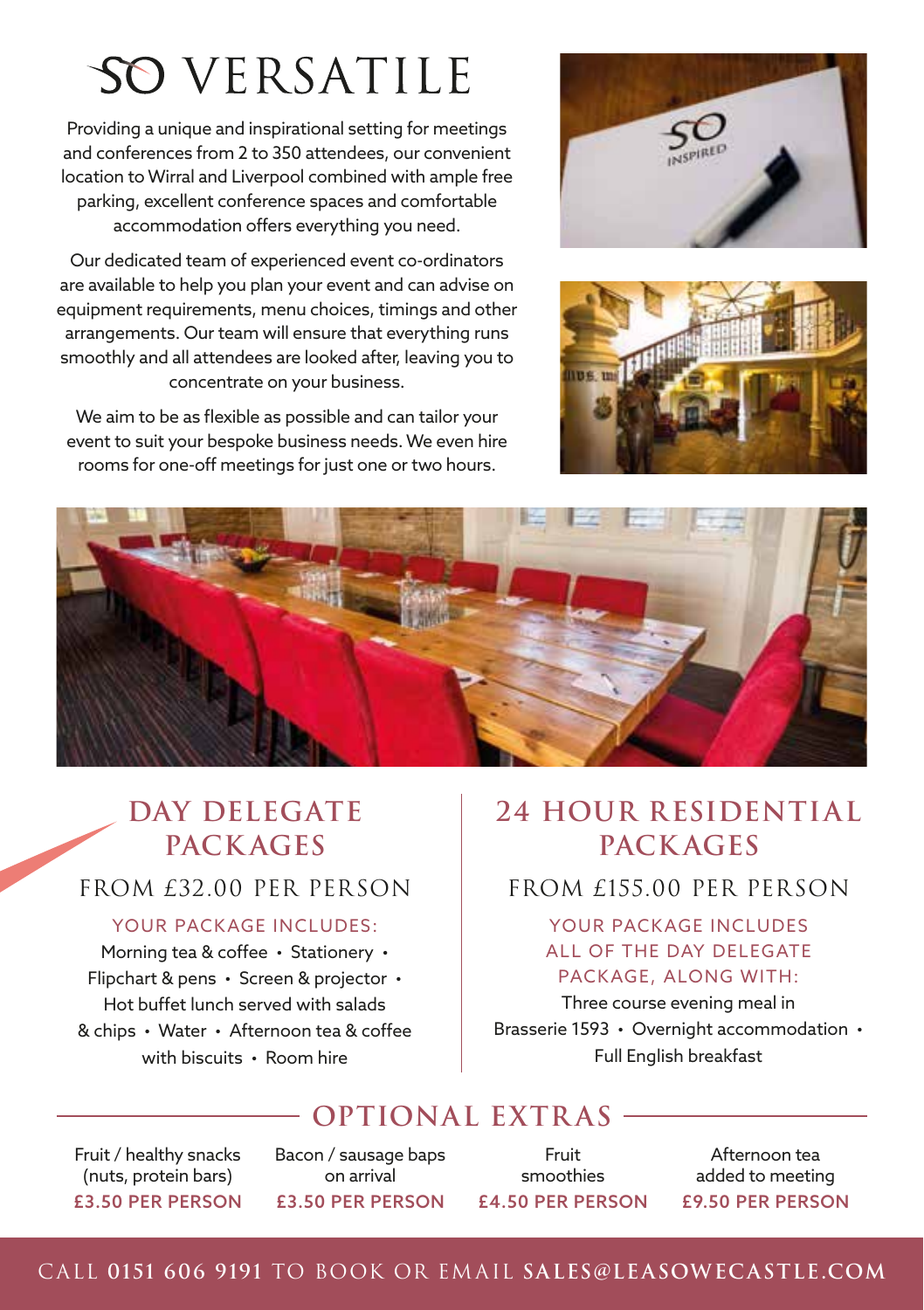# SO VERSATILE

Providing a unique and inspirational setting for meetings and conferences from 2 to 350 attendees, our convenient location to Wirral and Liverpool combined with ample free parking, excellent conference spaces and comfortable accommodation offers everything you need.

Our dedicated team of experienced event co-ordinators are available to help you plan your event and can advise on equipment requirements, menu choices, timings and other arrangements. Our team will ensure that everything runs smoothly and all attendees are looked after, leaving you to concentrate on your business.

We aim to be as flexible as possible and can tailor your event to suit your bespoke business needs. We even hire rooms for one-off meetings for just one or two hours.

## DAY DELEGATE PACKAGES

### FROM £32.00 PER PERSON

YOUR PACKAGE INCLUDES:

Morning tea & coffee • Stationery • Flipchart & pens • Screen & projector • Hot buffet lunch served with salads & chips • Water • Afternoon tea & coffee with biscuits • Room hire

## 24 HOUR RESIDENTIAL PACKAGES

### FROM £155.00 PER PERSON

YOUR PACKAGE INCLUDES ALL OF THE DAY DELEGATE PACKAGE, ALONG WITH:

Three course evening meal in Brasserie 1593 • Overnight accommodation • Full English breakfast

## OPTIONAL EXTRAS

| Fruit / healthy snacks (nuts, protein bars) | Bacon / sausage baps on arrival | Fruit smoothies | Afternoon tea added to meeting |
|---|---|---|---|
| £3.50 PER PERSON | £3.50 PER PERSON | £4.50 PER PERSON | £9.50 PER PERSON |

CALL **0151 606 9191** TO BOOK OR EMAIL **SALES@LEASOWECASTLE.COM**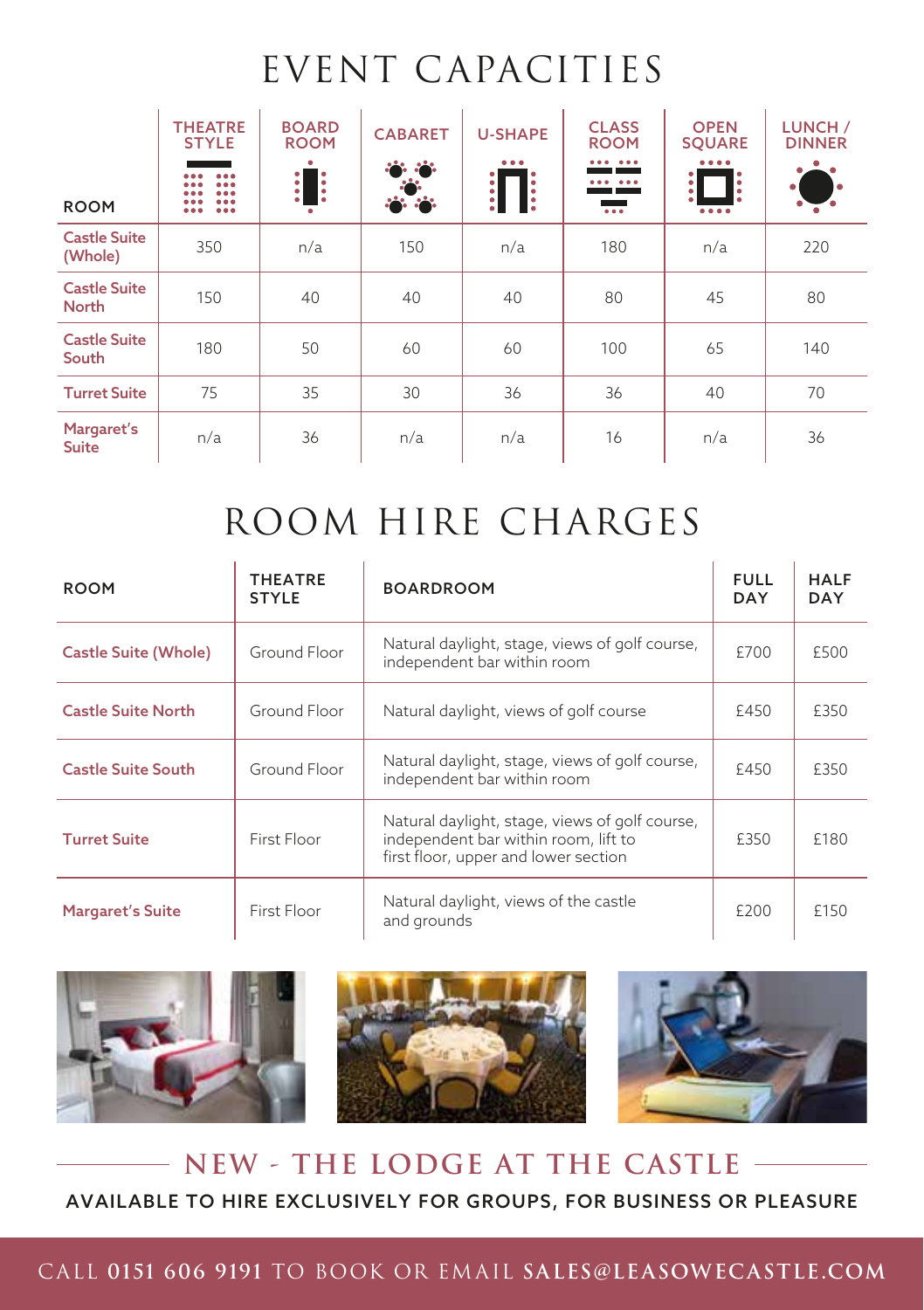# EVENT CAPACITIES

| ROOM | THEATRE STYLE | BOARD ROOM | CABARET | U-SHAPE | CLASS ROOM | OPEN SQUARE | LUNCH / DINNER |
|---|---|---|---|---|---|---|---|
| Castle Suite (Whole) | 350 | n/a | 150 | n/a | 180 | n/a | 220 |
| Castle Suite North | 150 | 40 | 40 | 40 | 80 | 45 | 80 |
| Castle Suite South | 180 | 50 | 60 | 60 | 100 | 65 | 140 |
| Turret Suite | 75 | 35 | 30 | 36 | 36 | 40 | 70 |
| Margaret's Suite | n/a | 36 | n/a | n/a | 16 | n/a | 36 |

# ROOM HIRE CHARGES

| ROOM | THEATRE STYLE | BOARDROOM | FULL DAY | HALF DAY |
|---|---|---|---|---|
| Castle Suite (Whole) | Ground Floor | Natural daylight, stage, views of golf course, independent bar within room | £700 | £500 |
| Castle Suite North | Ground Floor | Natural daylight, views of golf course | £450 | £350 |
| Castle Suite South | Ground Floor | Natural daylight, stage, views of golf course, independent bar within room | £450 | £350 |
| Turret Suite | First Floor | Natural daylight, stage, views of golf course, independent bar within room, lift to first floor, upper and lower section | £350 | £180 |
| Margaret's Suite | First Floor | Natural daylight, views of the castle and grounds | £200 | £150 |

## NEW - THE LODGE AT THE CASTLE

**AVAILABLE TO HIRE EXCLUSIVELY FOR GROUPS, FOR BUSINESS OR PLEASURE**

CALL **0151 606 9191** TO BOOK OR EMAIL **SALES@LEASOWECASTLE.COM**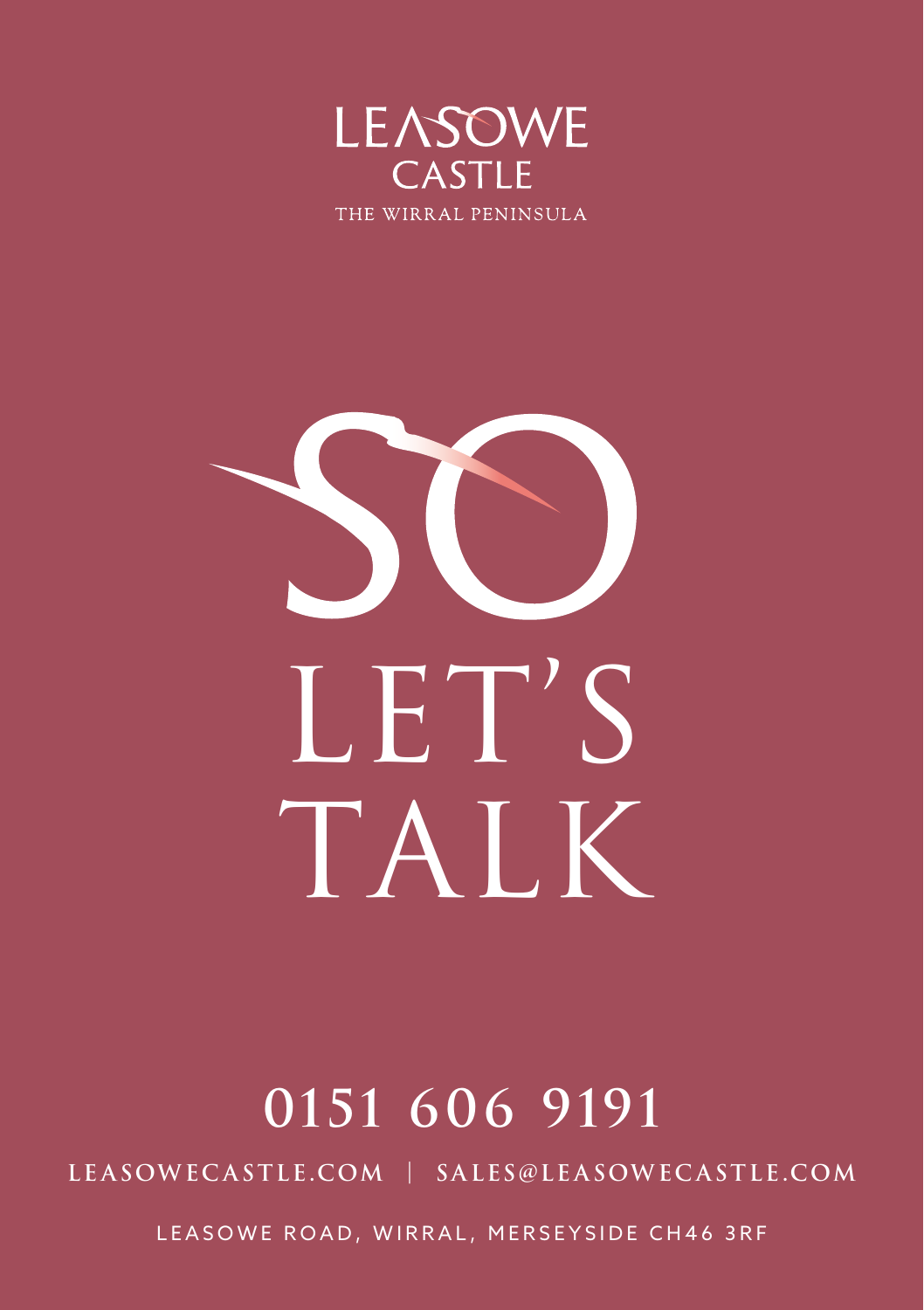LEASOWE
CASTLE
THE WIRRAL PENINSULA

# SO LET'S TALK

## 0151 606 9191

LEASOWECASTLE.COM | SALES@LEASOWECASTLE.COM

LEASOWE ROAD, WIRRAL, MERSEYSIDE CH46 3RF